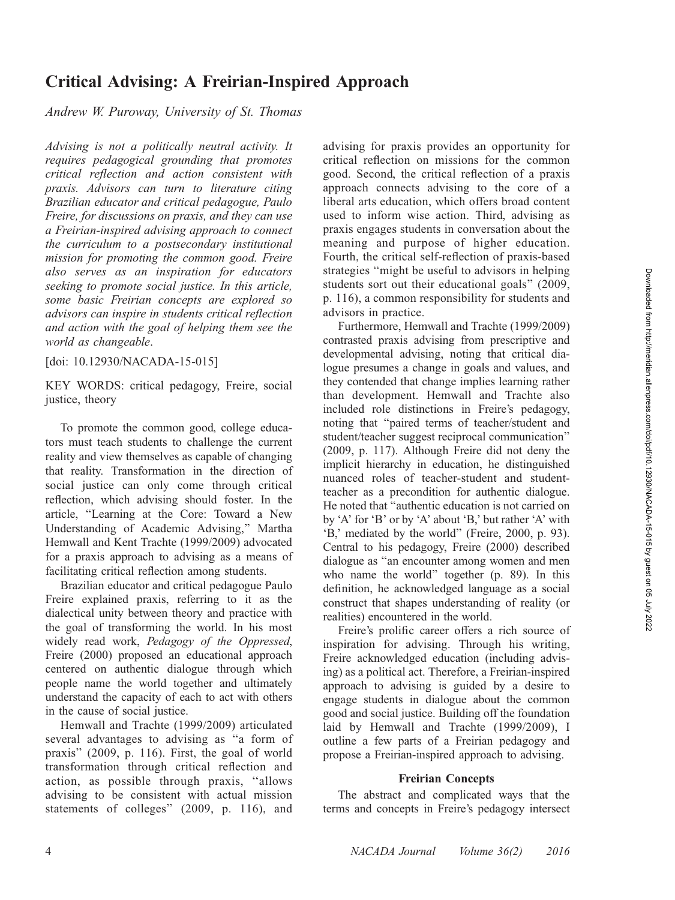# Critical Advising: A Freirian-Inspired Approach

*Andrew W. Puroway, University of St. Thomas*

*Advising is not a politically neutral activity. It requires pedagogical grounding that promotes critical reflection and action consistent with praxis. Advisors can turn to literature citing Brazilian educator and critical pedagogue, Paulo Freire, for discussions on praxis, and they can use a Freirian-inspired advising approach to connect the curriculum to a postsecondary institutional mission for promoting the common good. Freire also serves as an inspiration for educators seeking to promote social justice. In this article, some basic Freirian concepts are explored so advisors can inspire in students critical reflection and action with the goal of helping them see the world as changeable.*

[doi: 10.12930/NACADA-15-015]

KEY WORDS: critical pedagogy, Freire, social justice, theory

To promote the common good, college educators must teach students to challenge the current reality and view themselves as capable of changing that reality. Transformation in the direction of social justice can only come through critical reflection, which advising should foster. In the article, "Learning at the Core: Toward a New Understanding of Academic Advising," Martha Hemwall and Kent Trachte (1999/2009) advocated for a praxis approach to advising as a means of facilitating critical reflection among students.

Brazilian educator and critical pedagogue Paulo Freire explained praxis, referring to it as the dialectical unity between theory and practice with the goal of transforming the world. In his most widely read work, *Pedagogy of the Oppressed*, Freire (2000) proposed an educational approach centered on authentic dialogue through which people name the world together and ultimately understand the capacity of each to act with others in the cause of social justice.

Hemwall and Trachte (1999/2009) articulated several advantages to advising as "a form of praxis" (2009, p. 116). First, the goal of world transformation through critical reflection and action, as possible through praxis, "allows advising to be consistent with actual mission statements of colleges" (2009, p. 116), and advising for praxis provides an opportunity for critical reflection on missions for the common good. Second, the critical reflection of a praxis approach connects advising to the core of a liberal arts education, which offers broad content used to inform wise action. Third, advising as praxis engages students in conversation about the meaning and purpose of higher education. Fourth, the critical self-reflection of praxis-based strategies "might be useful to advisors in helping students sort out their educational goals" (2009, p. 116), a common responsibility for students and advisors in practice.

Furthermore, Hemwall and Trachte (1999/2009) contrasted praxis advising from prescriptive and developmental advising, noting that critical dialogue presumes a change in goals and values, and they contended that change implies learning rather than development. Hemwall and Trachte also included role distinctions in Freire's pedagogy, noting that "paired terms of teacher/student and student/teacher suggest reciprocal communication" (2009, p. 117). Although Freire did not deny the implicit hierarchy in education, he distinguished nuanced roles of teacher-student and student-teacher as a precondition for authentic dialogue. He noted that "authentic education is not carried on by 'A' for 'B' or by 'A' about 'B,' but rather 'A' with 'B,' mediated by the world" (Freire, 2000, p. 93). Central to his pedagogy, Freire (2000) described dialogue as "an encounter among women and men who name the world" together (p. 89). In this definition, he acknowledged language as a social construct that shapes understanding of reality (or realities) encountered in the world.

Freire's prolific career offers a rich source of inspiration for advising. Through his writing, Freire acknowledged education (including advising) as a political act. Therefore, a Freirian-inspired approach to advising is guided by a desire to engage students in dialogue about the common good and social justice. Building off the foundation laid by Hemwall and Trachte (1999/2009), I outline a few parts of a Freirian pedagogy and propose a Freirian-inspired approach to advising.

## Freirian Concepts

The abstract and complicated ways that the terms and concepts in Freire's pedagogy intersect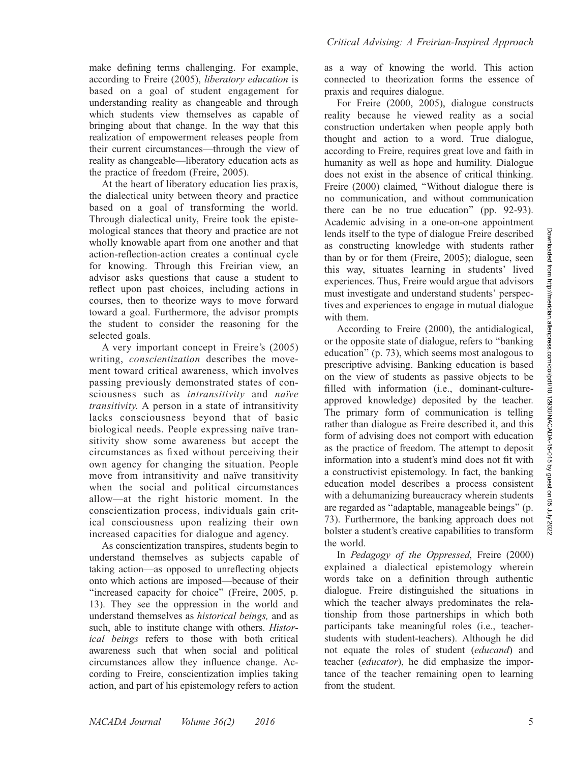make defining terms challenging. For example, according to Freire (2005), *liberatory education* is based on a goal of student engagement for understanding reality as changeable and through which students view themselves as capable of bringing about that change. In the way that this realization of empowerment releases people from their current circumstances—through the view of reality as changeable—liberatory education acts as the practice of freedom (Freire, 2005).

At the heart of liberatory education lies praxis, the dialectical unity between theory and practice based on a goal of transforming the world. Through dialectical unity, Freire took the epistemological stances that theory and practice are not wholly knowable apart from one another and that action-reflection-action creates a continual cycle for knowing. Through this Freirian view, an advisor asks questions that cause a student to reflect upon past choices, including actions in courses, then to theorize ways to move forward toward a goal. Furthermore, the advisor prompts the student to consider the reasoning for the selected goals.

A very important concept in Freire's (2005) writing, *conscientization* describes the movement toward critical awareness, which involves passing previously demonstrated states of consciousness such as *intransitivity* and *naïve transitivity*. A person in a state of intransitivity lacks consciousness beyond that of basic biological needs. People expressing naïve transitivity show some awareness but accept the circumstances as fixed without perceiving their own agency for changing the situation. People move from intransitivity and naïve transitivity when the social and political circumstances allow—at the right historic moment. In the conscientization process, individuals gain critical consciousness upon realizing their own increased capacities for dialogue and agency.

As conscientization transpires, students begin to understand themselves as subjects capable of taking action—as opposed to unreflecting objects onto which actions are imposed—because of their "increased capacity for choice" (Freire, 2005, p. 13). They see the oppression in the world and understand themselves as *historical beings,* and as such, able to institute change with others. *Historical beings* refers to those with both critical awareness such that when social and political circumstances allow they influence change. According to Freire, conscientization implies taking action, and part of his epistemology refers to action as a way of knowing the world. This action connected to theorization forms the essence of praxis and requires dialogue.

For Freire (2000, 2005), dialogue constructs reality because he viewed reality as a social construction undertaken when people apply both thought and action to a word. True dialogue, according to Freire, requires great love and faith in humanity as well as hope and humility. Dialogue does not exist in the absence of critical thinking. Freire (2000) claimed, "Without dialogue there is no communication, and without communication there can be no true education" (pp. 92-93). Academic advising in a one-on-one appointment lends itself to the type of dialogue Freire described as constructing knowledge with students rather than by or for them (Freire, 2005); dialogue, seen this way, situates learning in students' lived experiences. Thus, Freire would argue that advisors must investigate and understand students' perspectives and experiences to engage in mutual dialogue with them.

According to Freire (2000), the antidialogical, or the opposite state of dialogue, refers to "banking education" (p. 73), which seems most analogous to prescriptive advising. Banking education is based on the view of students as passive objects to be filled with information (i.e., dominant-culture-approved knowledge) deposited by the teacher. The primary form of communication is telling rather than dialogue as Freire described it, and this form of advising does not comport with education as the practice of freedom. The attempt to deposit information into a student's mind does not fit with a constructivist epistemology. In fact, the banking education model describes a process consistent with a dehumanizing bureaucracy wherein students are regarded as "adaptable, manageable beings" (p. 73). Furthermore, the banking approach does not bolster a student's creative capabilities to transform the world.

In *Pedagogy of the Oppressed*, Freire (2000) explained a dialectical epistemology wherein words take on a definition through authentic dialogue. Freire distinguished the situations in which the teacher always predominates the relationship from those partnerships in which both participants take meaningful roles (i.e., teacher-students with student-teachers). Although he did not equate the roles of student (*educand*) and teacher (*educator*), he did emphasize the importance of the teacher remaining open to learning from the student.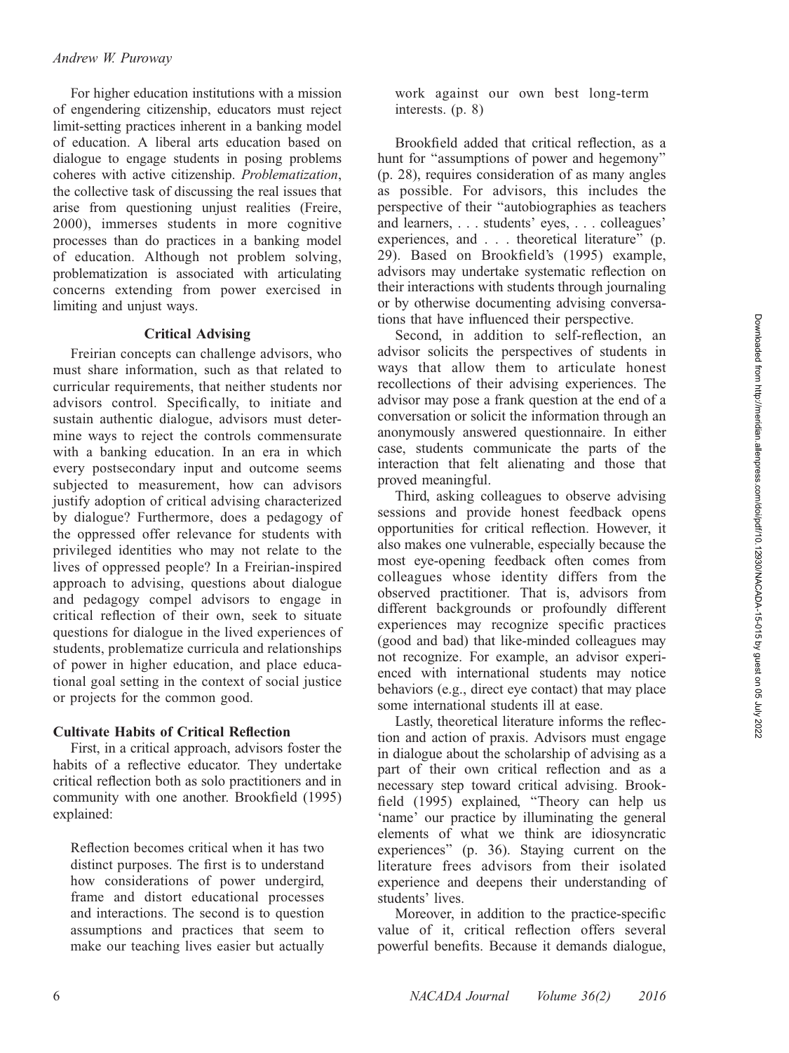For higher education institutions with a mission of engendering citizenship, educators must reject limit-setting practices inherent in a banking model of education. A liberal arts education based on dialogue to engage students in posing problems coheres with active citizenship. *Problematization*, the collective task of discussing the real issues that arise from questioning unjust realities (Freire, 2000), immerses students in more cognitive processes than do practices in a banking model of education. Although not problem solving, problematization is associated with articulating concerns extending from power exercised in limiting and unjust ways.

## Critical Advising

Freirian concepts can challenge advisors, who must share information, such as that related to curricular requirements, that neither students nor advisors control. Specifically, to initiate and sustain authentic dialogue, advisors must determine ways to reject the controls commensurate with a banking education. In an era in which every postsecondary input and outcome seems subjected to measurement, how can advisors justify adoption of critical advising characterized by dialogue? Furthermore, does a pedagogy of the oppressed offer relevance for students with privileged identities who may not relate to the lives of oppressed people? In a Freirian-inspired approach to advising, questions about dialogue and pedagogy compel advisors to engage in critical reflection of their own, seek to situate questions for dialogue in the lived experiences of students, problematize curricula and relationships of power in higher education, and place educational goal setting in the context of social justice or projects for the common good.

### Cultivate Habits of Critical Reflection

First, in a critical approach, advisors foster the habits of a reflective educator. They undertake critical reflection both as solo practitioners and in community with one another. Brookfield (1995) explained:

> Reflection becomes critical when it has two distinct purposes. The first is to understand how considerations of power undergird, frame and distort educational processes and interactions. The second is to question assumptions and practices that seem to make our teaching lives easier but actually work against our own best long-term interests. (p. 8)

Brookfield added that critical reflection, as a hunt for "assumptions of power and hegemony" (p. 28), requires consideration of as many angles as possible. For advisors, this includes the perspective of their "autobiographies as teachers and learners, . . . students' eyes, . . . colleagues' experiences, and . . . theoretical literature" (p. 29). Based on Brookfield's (1995) example, advisors may undertake systematic reflection on their interactions with students through journaling or by otherwise documenting advising conversations that have influenced their perspective.

Second, in addition to self-reflection, an advisor solicits the perspectives of students in ways that allow them to articulate honest recollections of their advising experiences. The advisor may pose a frank question at the end of a conversation or solicit the information through an anonymously answered questionnaire. In either case, students communicate the parts of the interaction that felt alienating and those that proved meaningful.

Third, asking colleagues to observe advising sessions and provide honest feedback opens opportunities for critical reflection. However, it also makes one vulnerable, especially because the most eye-opening feedback often comes from colleagues whose identity differs from the observed practitioner. That is, advisors from different backgrounds or profoundly different experiences may recognize specific practices (good and bad) that like-minded colleagues may not recognize. For example, an advisor experienced with international students may notice behaviors (e.g., direct eye contact) that may place some international students ill at ease.

Lastly, theoretical literature informs the reflection and action of praxis. Advisors must engage in dialogue about the scholarship of advising as a part of their own critical reflection and as a necessary step toward critical advising. Brookfield (1995) explained, "Theory can help us 'name' our practice by illuminating the general elements of what we think are idiosyncratic experiences" (p. 36). Staying current on the literature frees advisors from their isolated experience and deepens their understanding of students' lives.

Moreover, in addition to the practice-specific value of it, critical reflection offers several powerful benefits. Because it demands dialogue,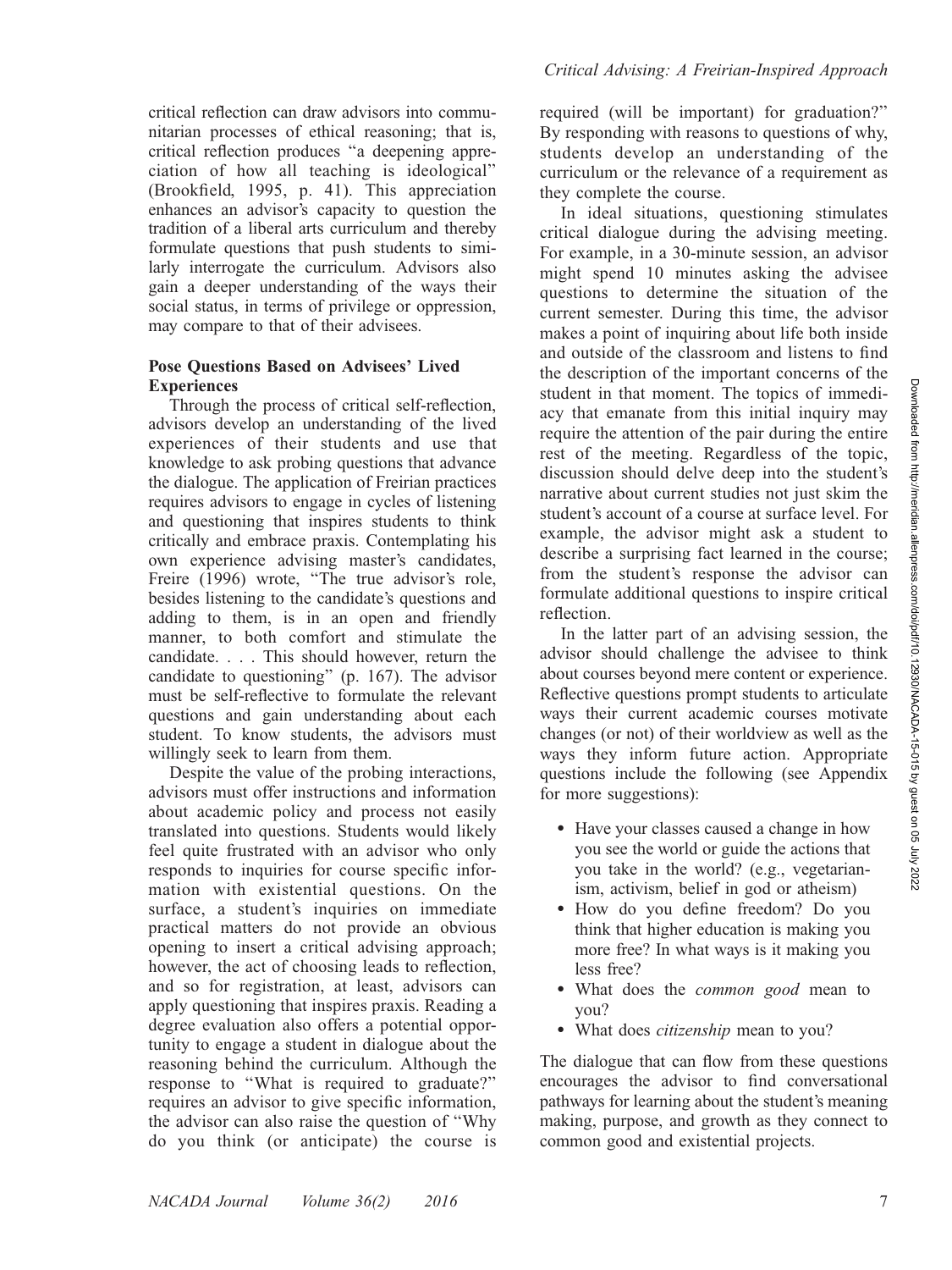critical reflection can draw advisors into communitarian processes of ethical reasoning; that is, critical reflection produces "a deepening appreciation of how all teaching is ideological" (Brookfield, 1995, p. 41). This appreciation enhances an advisor's capacity to question the tradition of a liberal arts curriculum and thereby formulate questions that push students to similarly interrogate the curriculum. Advisors also gain a deeper understanding of the ways their social status, in terms of privilege or oppression, may compare to that of their advisees.

### Pose Questions Based on Advisees' Lived Experiences

Through the process of critical self-reflection, advisors develop an understanding of the lived experiences of their students and use that knowledge to ask probing questions that advance the dialogue. The application of Freirian practices requires advisors to engage in cycles of listening and questioning that inspires students to think critically and embrace praxis. Contemplating his own experience advising master's candidates, Freire (1996) wrote, "The true advisor's role, besides listening to the candidate's questions and adding to them, is in an open and friendly manner, to both comfort and stimulate the candidate. . . . This should however, return the candidate to questioning" (p. 167). The advisor must be self-reflective to formulate the relevant questions and gain understanding about each student. To know students, the advisors must willingly seek to learn from them.

Despite the value of the probing interactions, advisors must offer instructions and information about academic policy and process not easily translated into questions. Students would likely feel quite frustrated with an advisor who only responds to inquiries for course specific information with existential questions. On the surface, a student's inquiries on immediate practical matters do not provide an obvious opening to insert a critical advising approach; however, the act of choosing leads to reflection, and so for registration, at least, advisors can apply questioning that inspires praxis. Reading a degree evaluation also offers a potential opportunity to engage a student in dialogue about the reasoning behind the curriculum. Although the response to "What is required to graduate?" requires an advisor to give specific information, the advisor can also raise the question of "Why do you think (or anticipate) the course is required (will be important) for graduation?" By responding with reasons to questions of why, students develop an understanding of the curriculum or the relevance of a requirement as they complete the course.

In ideal situations, questioning stimulates critical dialogue during the advising meeting. For example, in a 30-minute session, an advisor might spend 10 minutes asking the advisee questions to determine the situation of the current semester. During this time, the advisor makes a point of inquiring about life both inside and outside of the classroom and listens to find the description of the important concerns of the student in that moment. The topics of immediacy that emanate from this initial inquiry may require the attention of the pair during the entire rest of the meeting. Regardless of the topic, discussion should delve deep into the student's narrative about current studies not just skim the student's account of a course at surface level. For example, the advisor might ask a student to describe a surprising fact learned in the course; from the student's response the advisor can formulate additional questions to inspire critical reflection.

In the latter part of an advising session, the advisor should challenge the advisee to think about courses beyond mere content or experience. Reflective questions prompt students to articulate ways their current academic courses motivate changes (or not) of their worldview as well as the ways they inform future action. Appropriate questions include the following (see Appendix for more suggestions):

- Have your classes caused a change in how you see the world or guide the actions that you take in the world? (e.g., vegetarianism, activism, belief in god or atheism)
- How do you define freedom? Do you think that higher education is making you more free? In what ways is it making you less free?
- What does the *common good* mean to you?
- What does *citizenship* mean to you?

The dialogue that can flow from these questions encourages the advisor to find conversational pathways for learning about the student's meaning making, purpose, and growth as they connect to common good and existential projects.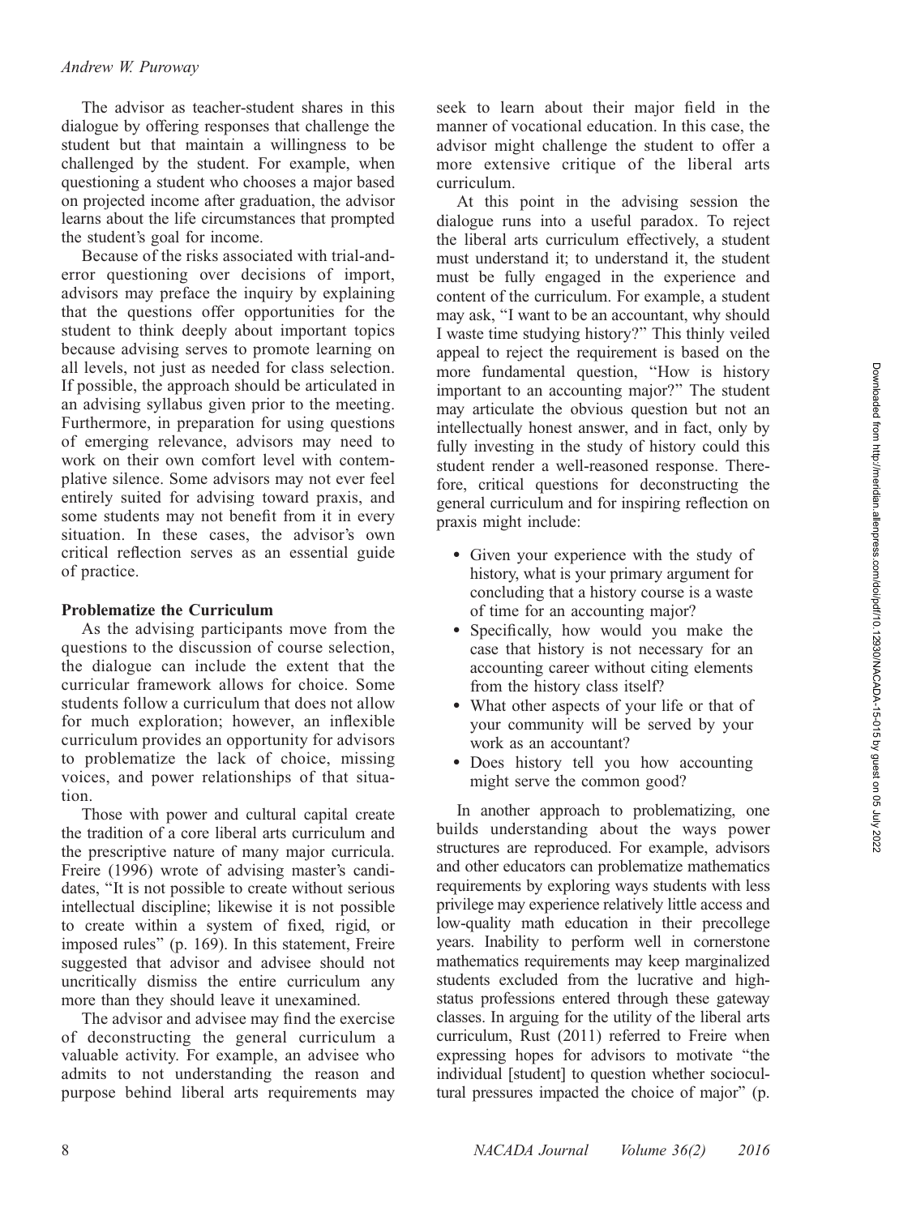The advisor as teacher-student shares in this dialogue by offering responses that challenge the student but that maintain a willingness to be challenged by the student. For example, when questioning a student who chooses a major based on projected income after graduation, the advisor learns about the life circumstances that prompted the student's goal for income.

Because of the risks associated with trial-and-error questioning over decisions of import, advisors may preface the inquiry by explaining that the questions offer opportunities for the student to think deeply about important topics because advising serves to promote learning on all levels, not just as needed for class selection. If possible, the approach should be articulated in an advising syllabus given prior to the meeting. Furthermore, in preparation for using questions of emerging relevance, advisors may need to work on their own comfort level with contemplative silence. Some advisors may not ever feel entirely suited for advising toward praxis, and some students may not benefit from it in every situation. In these cases, the advisor's own critical reflection serves as an essential guide of practice.

### Problematize the Curriculum

As the advising participants move from the questions to the discussion of course selection, the dialogue can include the extent that the curricular framework allows for choice. Some students follow a curriculum that does not allow for much exploration; however, an inflexible curriculum provides an opportunity for advisors to problematize the lack of choice, missing voices, and power relationships of that situation.

Those with power and cultural capital create the tradition of a core liberal arts curriculum and the prescriptive nature of many major curricula. Freire (1996) wrote of advising master's candidates, "It is not possible to create without serious intellectual discipline; likewise it is not possible to create within a system of fixed, rigid, or imposed rules" (p. 169). In this statement, Freire suggested that advisor and advisee should not uncritically dismiss the entire curriculum any more than they should leave it unexamined.

The advisor and advisee may find the exercise of deconstructing the general curriculum a valuable activity. For example, an advisee who admits to not understanding the reason and purpose behind liberal arts requirements may seek to learn about their major field in the manner of vocational education. In this case, the advisor might challenge the student to offer a more extensive critique of the liberal arts curriculum.

At this point in the advising session the dialogue runs into a useful paradox. To reject the liberal arts curriculum effectively, a student must understand it; to understand it, the student must be fully engaged in the experience and content of the curriculum. For example, a student may ask, "I want to be an accountant, why should I waste time studying history?" This thinly veiled appeal to reject the requirement is based on the more fundamental question, "How is history important to an accounting major?" The student may articulate the obvious question but not an intellectually honest answer, and in fact, only by fully investing in the study of history could this student render a well-reasoned response. Therefore, critical questions for deconstructing the general curriculum and for inspiring reflection on praxis might include:

- Given your experience with the study of history, what is your primary argument for concluding that a history course is a waste of time for an accounting major?
- Specifically, how would you make the case that history is not necessary for an accounting career without citing elements from the history class itself?
- What other aspects of your life or that of your community will be served by your work as an accountant?
- Does history tell you how accounting might serve the common good?

In another approach to problematizing, one builds understanding about the ways power structures are reproduced. For example, advisors and other educators can problematize mathematics requirements by exploring ways students with less privilege may experience relatively little access and low-quality math education in their precollege years. Inability to perform well in cornerstone mathematics requirements may keep marginalized students excluded from the lucrative and high-status professions entered through these gateway classes. In arguing for the utility of the liberal arts curriculum, Rust (2011) referred to Freire when expressing hopes for advisors to motivate "the individual [student] to question whether sociocultural pressures impacted the choice of major" (p.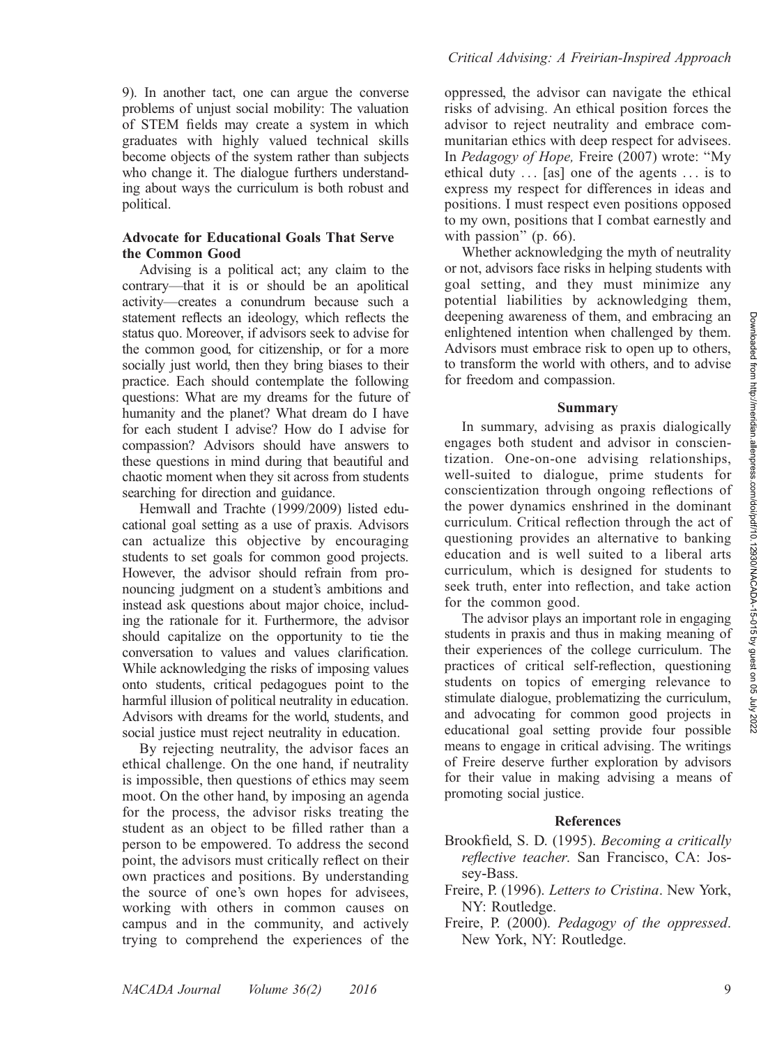9). In another tact, one can argue the converse problems of unjust social mobility: The valuation of STEM fields may create a system in which graduates with highly valued technical skills become objects of the system rather than subjects who change it. The dialogue furthers understanding about ways the curriculum is both robust and political.

### Advocate for Educational Goals That Serve the Common Good

Advising is a political act; any claim to the contrary—that it is or should be an apolitical activity—creates a conundrum because such a statement reflects an ideology, which reflects the status quo. Moreover, if advisors seek to advise for the common good, for citizenship, or for a more socially just world, then they bring biases to their practice. Each should contemplate the following questions: What are my dreams for the future of humanity and the planet? What dream do I have for each student I advise? How do I advise for compassion? Advisors should have answers to these questions in mind during that beautiful and chaotic moment when they sit across from students searching for direction and guidance.

Hemwall and Trachte (1999/2009) listed educational goal setting as a use of praxis. Advisors can actualize this objective by encouraging students to set goals for common good projects. However, the advisor should refrain from pronouncing judgment on a student's ambitions and instead ask questions about major choice, including the rationale for it. Furthermore, the advisor should capitalize on the opportunity to tie the conversation to values and values clarification. While acknowledging the risks of imposing values onto students, critical pedagogues point to the harmful illusion of political neutrality in education. Advisors with dreams for the world, students, and social justice must reject neutrality in education.

By rejecting neutrality, the advisor faces an ethical challenge. On the one hand, if neutrality is impossible, then questions of ethics may seem moot. On the other hand, by imposing an agenda for the process, the advisor risks treating the student as an object to be filled rather than a person to be empowered. To address the second point, the advisors must critically reflect on their own practices and positions. By understanding the source of one's own hopes for advisees, working with others in common causes on campus and in the community, and actively trying to comprehend the experiences of the oppressed, the advisor can navigate the ethical risks of advising. An ethical position forces the advisor to reject neutrality and embrace communitarian ethics with deep respect for advisees. In *Pedagogy of Hope,* Freire (2007) wrote: "My ethical duty ... [as] one of the agents ... is to express my respect for differences in ideas and positions. I must respect even positions opposed to my own, positions that I combat earnestly and with passion" (p. 66).

Whether acknowledging the myth of neutrality or not, advisors face risks in helping students with goal setting, and they must minimize any potential liabilities by acknowledging them, deepening awareness of them, and embracing an enlightened intention when challenged by them. Advisors must embrace risk to open up to others, to transform the world with others, and to advise for freedom and compassion.

## Summary

In summary, advising as praxis dialogically engages both student and advisor in conscientization. One-on-one advising relationships, well-suited to dialogue, prime students for conscientization through ongoing reflections of the power dynamics enshrined in the dominant curriculum. Critical reflection through the act of questioning provides an alternative to banking education and is well suited to a liberal arts curriculum, which is designed for students to seek truth, enter into reflection, and take action for the common good.

The advisor plays an important role in engaging students in praxis and thus in making meaning of their experiences of the college curriculum. The practices of critical self-reflection, questioning students on topics of emerging relevance to stimulate dialogue, problematizing the curriculum, and advocating for common good projects in educational goal setting provide four possible means to engage in critical advising. The writings of Freire deserve further exploration by advisors for their value in making advising a means of promoting social justice.

## References

Brookfield, S. D. (1995). *Becoming a critically reflective teacher*. San Francisco, CA: Jossey-Bass.

Freire, P. (1996). *Letters to Cristina*. New York, NY: Routledge.

Freire, P. (2000). *Pedagogy of the oppressed*. New York, NY: Routledge.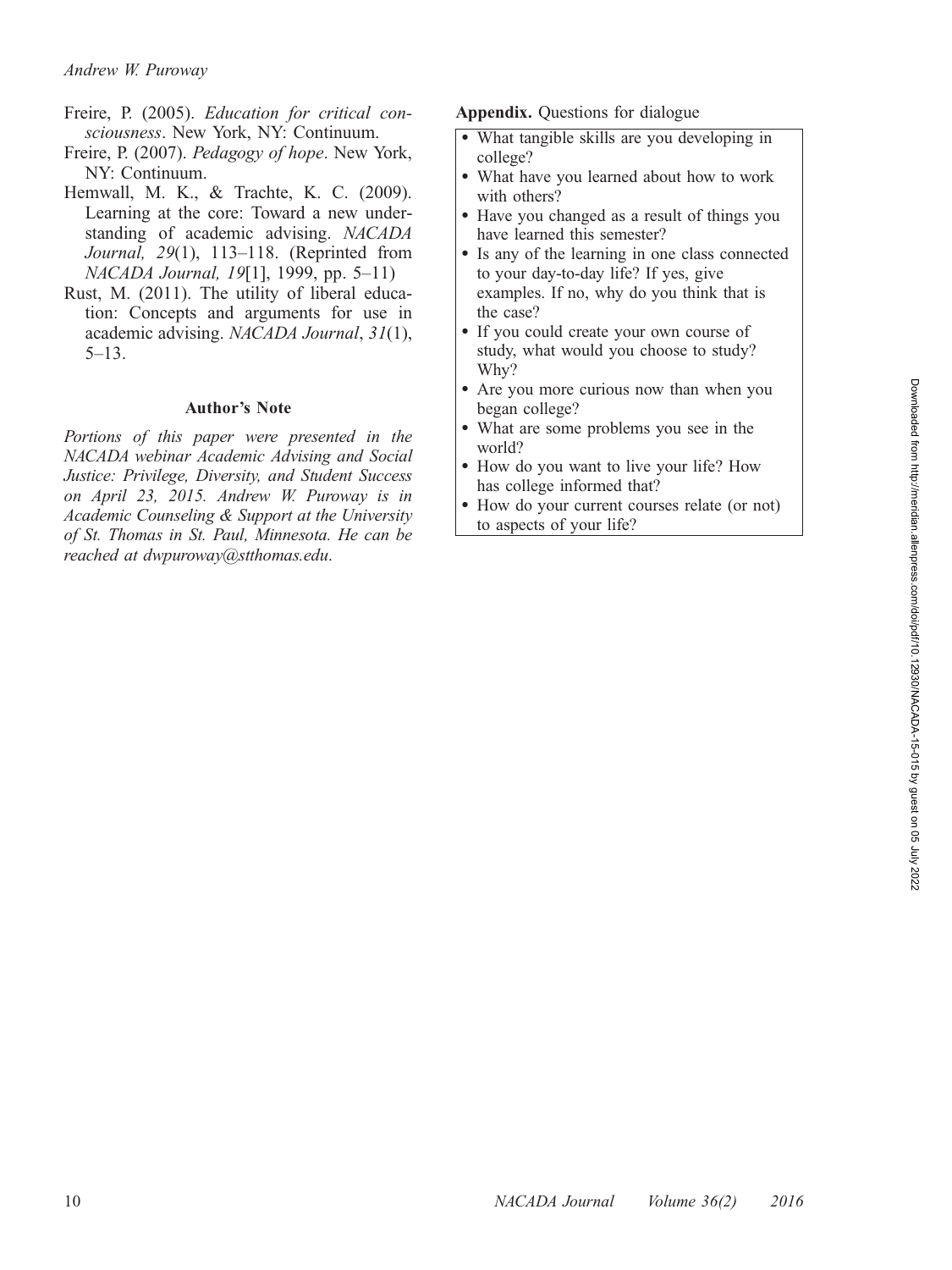Freire, P. (2005). *Education for critical consciousness*. New York, NY: Continuum.

Freire, P. (2007). *Pedagogy of hope*. New York, NY: Continuum.

Hemwall, M. K., & Trachte, K. C. (2009). Learning at the core: Toward a new understanding of academic advising. *NACADA Journal, 29*(1), 113–118. (Reprinted from *NACADA Journal, 19*[1], 1999, pp. 5–11)

Rust, M. (2011). The utility of liberal education: Concepts and arguments for use in academic advising. *NACADA Journal*, *31*(1), 5–13.

### Author's Note

*Portions of this paper were presented in the NACADA webinar Academic Advising and Social Justice: Privilege, Diversity, and Student Success on April 23, 2015. Andrew W. Puroway is in Academic Counseling & Support at the University of St. Thomas in St. Paul, Minnesota. He can be reached at dwpuroway@stthomas.edu.*

**Appendix.** Questions for dialogue

- What tangible skills are you developing in college?
- What have you learned about how to work with others?
- Have you changed as a result of things you have learned this semester?
- Is any of the learning in one class connected to your day-to-day life? If yes, give examples. If no, why do you think that is the case?
- If you could create your own course of study, what would you choose to study? Why?
- Are you more curious now than when you began college?
- What are some problems you see in the world?
- How do you want to live your life? How has college informed that?
- How do your current courses relate (or not) to aspects of your life?